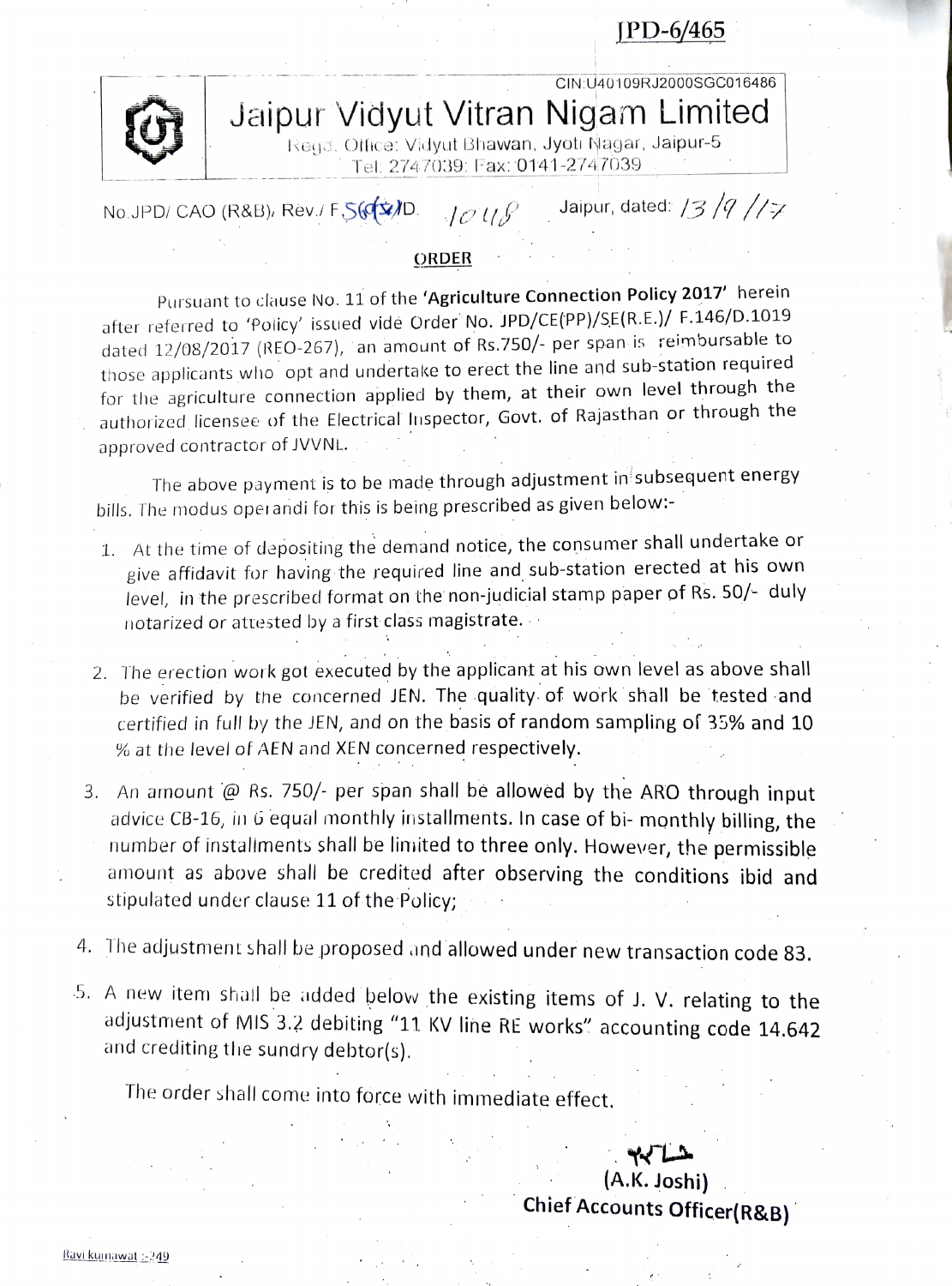JPD-6/465

CIN:U40109RJ2000SGC016486

# Jaipur Vidyut Vitran Nigam Limited

Regd. Office: Vidyut Bhawan, Jyoti Nagar, Jaipur-5
Tel: 2747039: Fax: 0141-2747039

No.JPD/ CAO (R&B), Rev./ F.56(5)/D. 1018 Jaipur, dated: 13/9/17

## ORDER

Pursuant to clause No. 11 of the **'Agriculture Connection Policy 2017'** herein after referred to 'Policy' issued vide Order No. JPD/CE(PP)/SE(R.E.)/ F.146/D.1019 dated 12/08/2017 (REO-267), an amount of Rs.750/- per span is reimbursable to those applicants who opt and undertake to erect the line and sub-station required for the agriculture connection applied by them, at their own level through the authorized licensee of the Electrical Inspector, Govt. of Rajasthan or through the approved contractor of JVVNL.

The above payment is to be made through adjustment in subsequent energy bills. The modus operandi for this is being prescribed as given below:-

1. At the time of depositing the demand notice, the consumer shall undertake or give affidavit for having the required line and sub-station erected at his own level, in the prescribed format on the non-judicial stamp paper of Rs. 50/- duly notarized or attested by a first class magistrate.

2. The erection work got executed by the applicant at his own level as above shall be verified by the concerned JEN. The quality of work shall be tested and certified in full by the JEN, and on the basis of random sampling of 35% and 10 % at the level of AEN and XEN concerned respectively.

3. An amount @ Rs. 750/- per span shall be allowed by the ARO through input advice CB-16, in 6 equal monthly installments. In case of bi- monthly billing, the number of installments shall be limited to three only. However, the permissible amount as above shall be credited after observing the conditions ibid and stipulated under clause 11 of the Policy;

4. The adjustment shall be proposed and allowed under new transaction code 83.

5. A new item shall be added below the existing items of J. V. relating to the adjustment of MIS 3.2 debiting "11 KV line RE works" accounting code 14.642 and crediting the sundry debtor(s).

The order shall come into force with immediate effect.

(A.K. Joshi)
**Chief Accounts Officer(R&B)**

Ravi kumawat :-249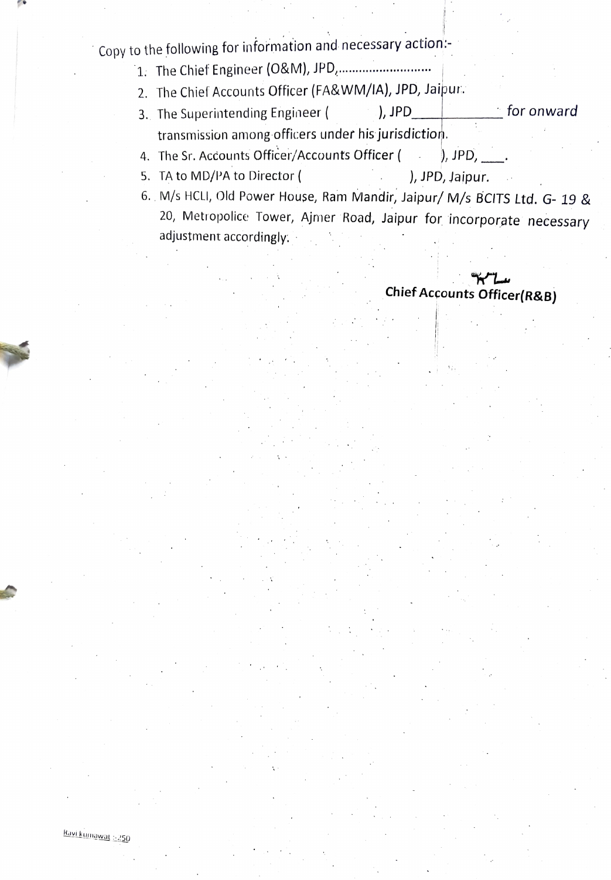Copy to the following for information and necessary action:-

1. The Chief Engineer (O&M), JPD,..........................
2. The Chief Accounts Officer (FA&WM/IA), JPD, Jaipur.
3. The Superintending Engineer (            ), JPD_____________ for onward transmission among officers under his jurisdiction.
4. The Sr. Accounts Officer/Accounts Officer (        ), JPD, ____.
5. TA to MD/PA to Director (                    ), JPD, Jaipur.
6. M/s HCLI, Old Power House, Ram Mandir, Jaipur/ M/s BCITS Ltd. G- 19 & 20, Metropolice Tower, Ajmer Road, Jaipur for incorporate necessary adjustment accordingly.

**Chief Accounts Officer(R&B)**

Ravi Kumawat :-250